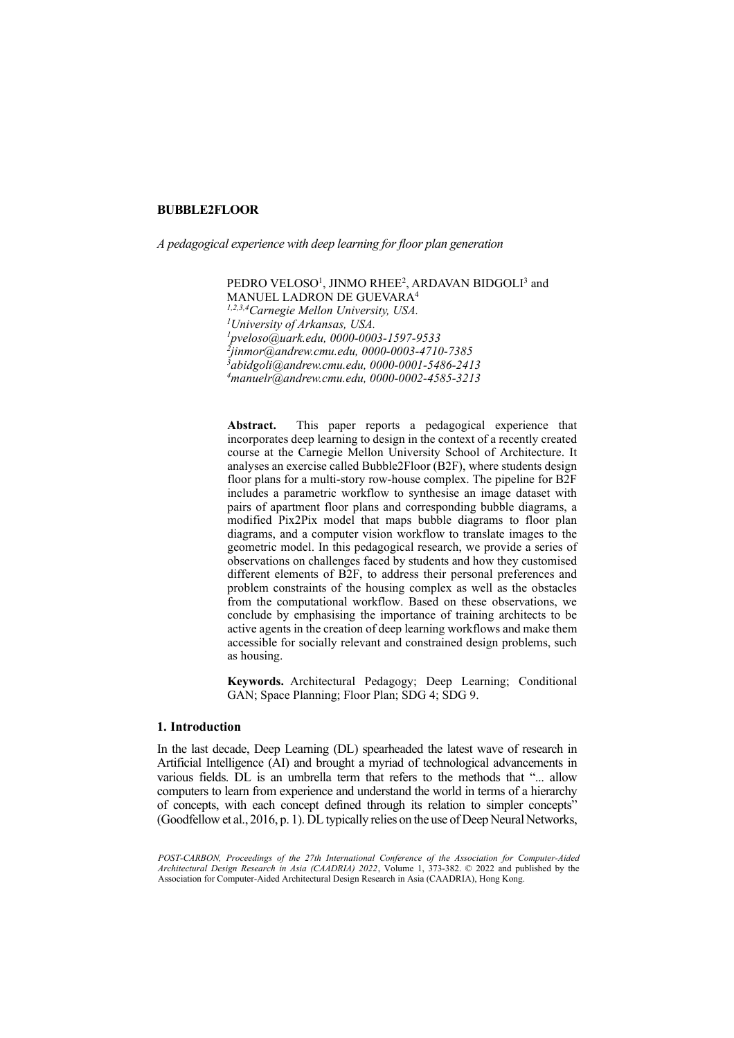# BUBBLE2FLOOR

*A pedagogical experience with deep learning for floor plan generation*

PEDRO VELOSO[1], JINMO RHEE[2], ARDAVAN BIDGOLI[3] and MANUEL LADRON DE GUEVARA[4]

[1,2,3,4]*Carnegie Mellon University, USA.*
[1]*University of Arkansas, USA.*
[1]*pveloso@uark.edu, 0000-0003-1597-9533*
[2]*jinmor@andrew.cmu.edu, 0000-0003-4710-7385*
[3]*abidgoli@andrew.cmu.edu, 0000-0001-5486-2413*
[4]*manuelr@andrew.cmu.edu, 0000-0002-4585-3213*

**Abstract.** This paper reports a pedagogical experience that incorporates deep learning to design in the context of a recently created course at the Carnegie Mellon University School of Architecture. It analyses an exercise called Bubble2Floor (B2F), where students design floor plans for a multi-story row-house complex. The pipeline for B2F includes a parametric workflow to synthesise an image dataset with pairs of apartment floor plans and corresponding bubble diagrams, a modified Pix2Pix model that maps bubble diagrams to floor plan diagrams, and a computer vision workflow to translate images to the geometric model. In this pedagogical research, we provide a series of observations on challenges faced by students and how they customised different elements of B2F, to address their personal preferences and problem constraints of the housing complex as well as the obstacles from the computational workflow. Based on these observations, we conclude by emphasising the importance of training architects to be active agents in the creation of deep learning workflows and make them accessible for socially relevant and constrained design problems, such as housing.

**Keywords.** Architectural Pedagogy; Deep Learning; Conditional GAN; Space Planning; Floor Plan; SDG 4; SDG 9.

## 1. Introduction

In the last decade, Deep Learning (DL) spearheaded the latest wave of research in Artificial Intelligence (AI) and brought a myriad of technological advancements in various fields. DL is an umbrella term that refers to the methods that "... allow computers to learn from experience and understand the world in terms of a hierarchy of concepts, with each concept defined through its relation to simpler concepts" (Goodfellow et al., 2016, p. 1). DL typically relies on the use of Deep Neural Networks,

*POST-CARBON, Proceedings of the 27th International Conference of the Association for Computer-Aided Architectural Design Research in Asia (CAADRIA) 2022*, Volume 1, 373-382. © 2022 and published by the Association for Computer-Aided Architectural Design Research in Asia (CAADRIA), Hong Kong.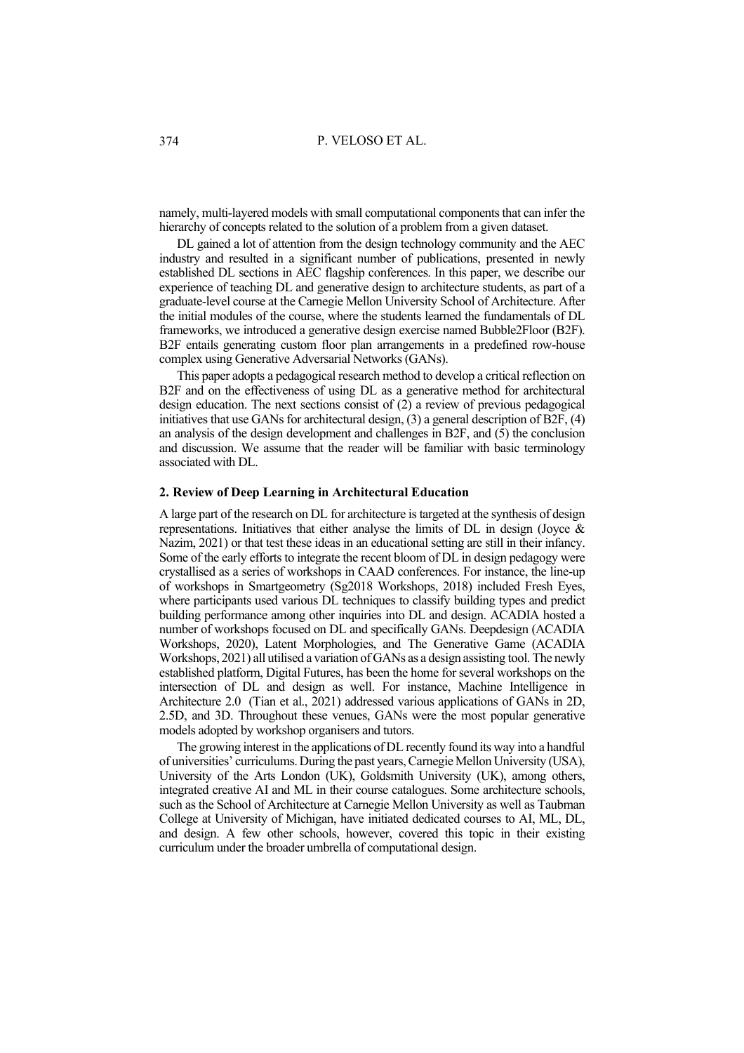namely, multi-layered models with small computational components that can infer the hierarchy of concepts related to the solution of a problem from a given dataset.

DL gained a lot of attention from the design technology community and the AEC industry and resulted in a significant number of publications, presented in newly established DL sections in AEC flagship conferences. In this paper, we describe our experience of teaching DL and generative design to architecture students, as part of a graduate-level course at the Carnegie Mellon University School of Architecture. After the initial modules of the course, where the students learned the fundamentals of DL frameworks, we introduced a generative design exercise named Bubble2Floor (B2F). B2F entails generating custom floor plan arrangements in a predefined row-house complex using Generative Adversarial Networks (GANs).

This paper adopts a pedagogical research method to develop a critical reflection on B2F and on the effectiveness of using DL as a generative method for architectural design education. The next sections consist of (2) a review of previous pedagogical initiatives that use GANs for architectural design, (3) a general description of B2F, (4) an analysis of the design development and challenges in B2F, and (5) the conclusion and discussion. We assume that the reader will be familiar with basic terminology associated with DL.

## 2. Review of Deep Learning in Architectural Education

A large part of the research on DL for architecture is targeted at the synthesis of design representations. Initiatives that either analyse the limits of DL in design (Joyce & Nazim, 2021) or that test these ideas in an educational setting are still in their infancy. Some of the early efforts to integrate the recent bloom of DL in design pedagogy were crystallised as a series of workshops in CAAD conferences. For instance, the line-up of workshops in Smartgeometry (Sg2018 Workshops, 2018) included Fresh Eyes, where participants used various DL techniques to classify building types and predict building performance among other inquiries into DL and design. ACADIA hosted a number of workshops focused on DL and specifically GANs. Deepdesign (ACADIA Workshops, 2020), Latent Morphologies, and The Generative Game (ACADIA Workshops, 2021) all utilised a variation of GANs as a design assisting tool. The newly established platform, Digital Futures, has been the home for several workshops on the intersection of DL and design as well. For instance, Machine Intelligence in Architecture 2.0 (Tian et al., 2021) addressed various applications of GANs in 2D, 2.5D, and 3D. Throughout these venues, GANs were the most popular generative models adopted by workshop organisers and tutors.

The growing interest in the applications of DL recently found its way into a handful of universities' curriculums. During the past years, Carnegie Mellon University (USA), University of the Arts London (UK), Goldsmith University (UK), among others, integrated creative AI and ML in their course catalogues. Some architecture schools, such as the School of Architecture at Carnegie Mellon University as well as Taubman College at University of Michigan, have initiated dedicated courses to AI, ML, DL, and design. A few other schools, however, covered this topic in their existing curriculum under the broader umbrella of computational design.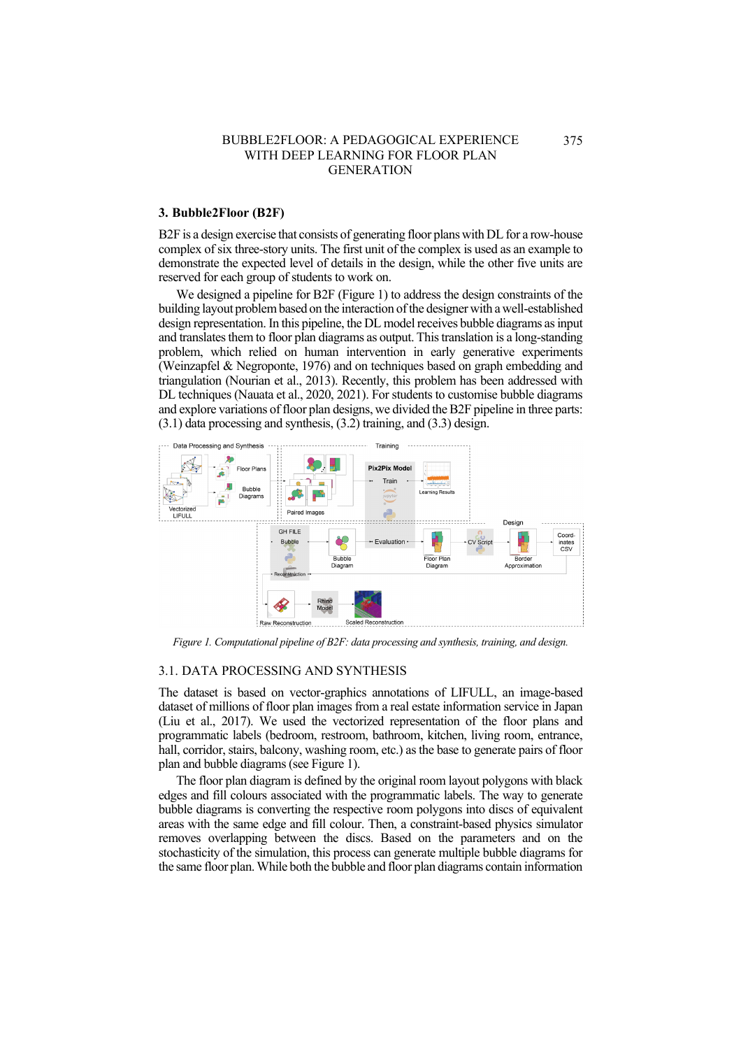## 3. Bubble2Floor (B2F)

B2F is a design exercise that consists of generating floor plans with DL for a row-house complex of six three-story units. The first unit of the complex is used as an example to demonstrate the expected level of details in the design, while the other five units are reserved for each group of students to work on.

We designed a pipeline for B2F (Figure 1) to address the design constraints of the building layout problem based on the interaction of the designer with a well-established design representation. In this pipeline, the DL model receives bubble diagrams as input and translates them to floor plan diagrams as output. This translation is a long-standing problem, which relied on human intervention in early generative experiments (Weinzapfel & Negroponte, 1976) and on techniques based on graph embedding and triangulation (Nourian et al., 2013). Recently, this problem has been addressed with DL techniques (Nauata et al., 2020, 2021). For students to customise bubble diagrams and explore variations of floor plan designs, we divided the B2F pipeline in three parts: (3.1) data processing and synthesis, (3.2) training, and (3.3) design.

*Figure 1. Computational pipeline of B2F: data processing and synthesis, training, and design.*

### 3.1. DATA PROCESSING AND SYNTHESIS

The dataset is based on vector-graphics annotations of LIFULL, an image-based dataset of millions of floor plan images from a real estate information service in Japan (Liu et al., 2017). We used the vectorized representation of the floor plans and programmatic labels (bedroom, restroom, bathroom, kitchen, living room, entrance, hall, corridor, stairs, balcony, washing room, etc.) as the base to generate pairs of floor plan and bubble diagrams (see Figure 1).

The floor plan diagram is defined by the original room layout polygons with black edges and fill colours associated with the programmatic labels. The way to generate bubble diagrams is converting the respective room polygons into discs of equivalent areas with the same edge and fill colour. Then, a constraint-based physics simulator removes overlapping between the discs. Based on the parameters and on the stochasticity of the simulation, this process can generate multiple bubble diagrams for the same floor plan. While both the bubble and floor plan diagrams contain information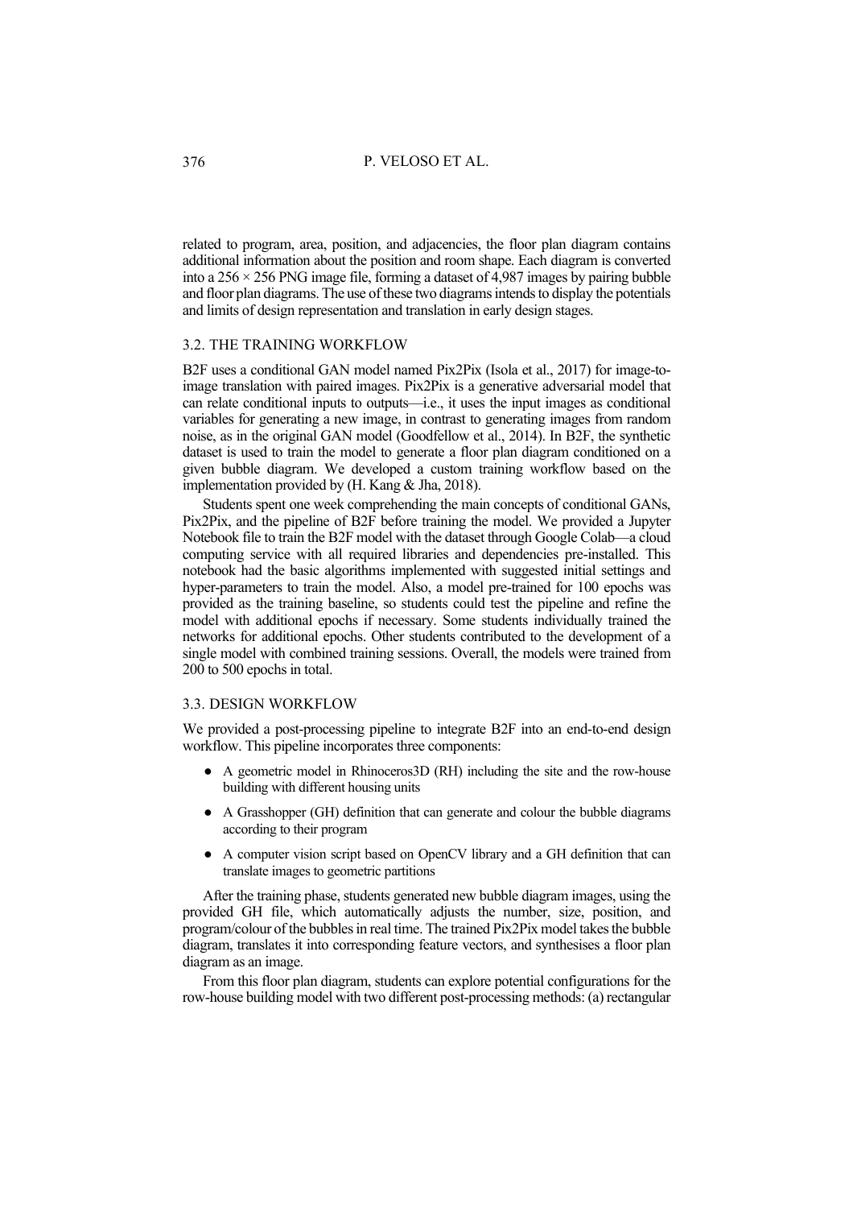related to program, area, position, and adjacencies, the floor plan diagram contains additional information about the position and room shape. Each diagram is converted into a $256 \times 256$ PNG image file, forming a dataset of 4,987 images by pairing bubble and floor plan diagrams. The use of these two diagrams intends to display the potentials and limits of design representation and translation in early design stages.

### 3.2. THE TRAINING WORKFLOW

B2F uses a conditional GAN model named Pix2Pix (Isola et al., 2017) for image-to-image translation with paired images. Pix2Pix is a generative adversarial model that can relate conditional inputs to outputs—i.e., it uses the input images as conditional variables for generating a new image, in contrast to generating images from random noise, as in the original GAN model (Goodfellow et al., 2014). In B2F, the synthetic dataset is used to train the model to generate a floor plan diagram conditioned on a given bubble diagram. We developed a custom training workflow based on the implementation provided by (H. Kang & Jha, 2018).

Students spent one week comprehending the main concepts of conditional GANs, Pix2Pix, and the pipeline of B2F before training the model. We provided a Jupyter Notebook file to train the B2F model with the dataset through Google Colab—a cloud computing service with all required libraries and dependencies pre-installed. This notebook had the basic algorithms implemented with suggested initial settings and hyper-parameters to train the model. Also, a model pre-trained for 100 epochs was provided as the training baseline, so students could test the pipeline and refine the model with additional epochs if necessary. Some students individually trained the networks for additional epochs. Other students contributed to the development of a single model with combined training sessions. Overall, the models were trained from 200 to 500 epochs in total.

### 3.3. DESIGN WORKFLOW

We provided a post-processing pipeline to integrate B2F into an end-to-end design workflow. This pipeline incorporates three components:

- A geometric model in Rhinoceros3D (RH) including the site and the row-house building with different housing units
- A Grasshopper (GH) definition that can generate and colour the bubble diagrams according to their program
- A computer vision script based on OpenCV library and a GH definition that can translate images to geometric partitions

After the training phase, students generated new bubble diagram images, using the provided GH file, which automatically adjusts the number, size, position, and program/colour of the bubbles in real time. The trained Pix2Pix model takes the bubble diagram, translates it into corresponding feature vectors, and synthesises a floor plan diagram as an image.

From this floor plan diagram, students can explore potential configurations for the row-house building model with two different post-processing methods: (a) rectangular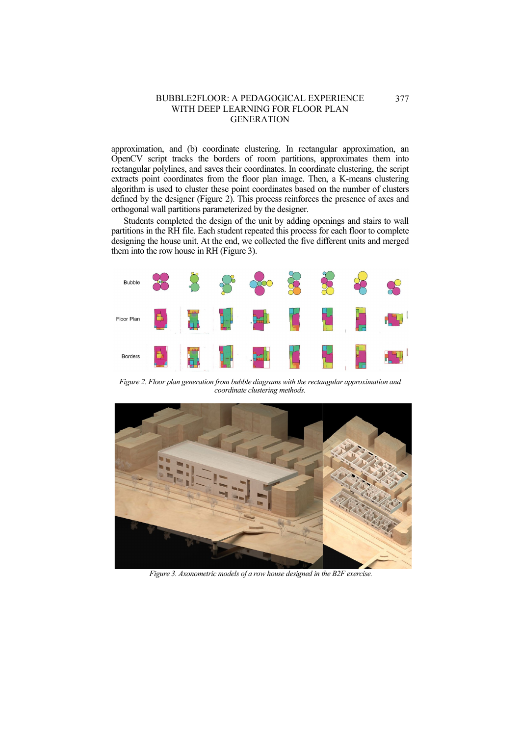approximation, and (b) coordinate clustering. In rectangular approximation, an OpenCV script tracks the borders of room partitions, approximates them into rectangular polylines, and saves their coordinates. In coordinate clustering, the script extracts point coordinates from the floor plan image. Then, a K-means clustering algorithm is used to cluster these point coordinates based on the number of clusters defined by the designer (Figure 2). This process reinforces the presence of axes and orthogonal wall partitions parameterized by the designer.

Students completed the design of the unit by adding openings and stairs to wall partitions in the RH file. Each student repeated this process for each floor to complete designing the house unit. At the end, we collected the five different units and merged them into the row house in RH (Figure 3).

*Figure 2. Floor plan generation from bubble diagrams with the rectangular approximation and coordinate clustering methods.*

*Figure 3. Axonometric models of a row house designed in the B2F exercise.*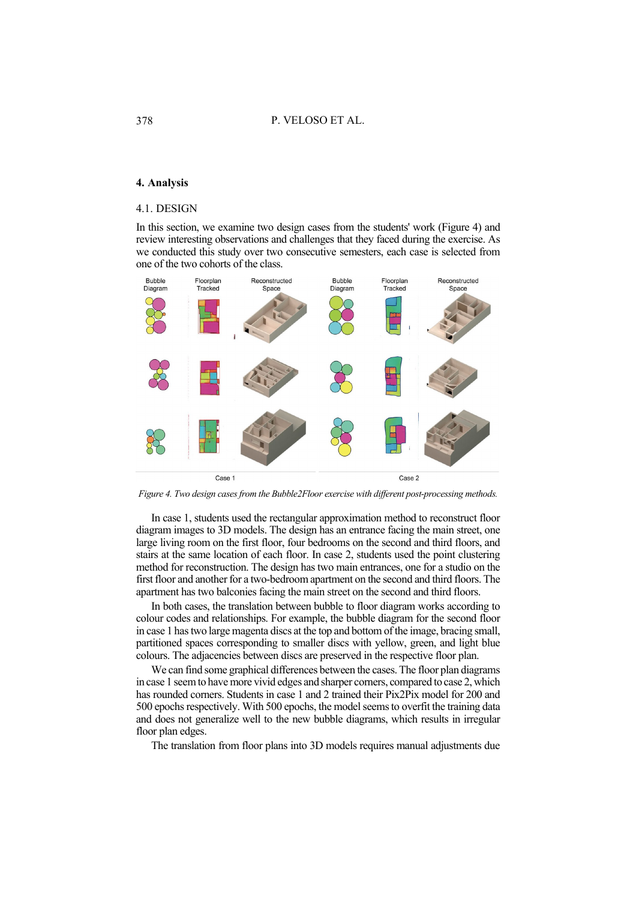## 4. Analysis

### 4.1. DESIGN

In this section, we examine two design cases from the students' work (Figure 4) and review interesting observations and challenges that they faced during the exercise. As we conducted this study over two consecutive semesters, each case is selected from one of the two cohorts of the class.

*Figure 4. Two design cases from the Bubble2Floor exercise with different post-processing methods.*

In case 1, students used the rectangular approximation method to reconstruct floor diagram images to 3D models. The design has an entrance facing the main street, one large living room on the first floor, four bedrooms on the second and third floors, and stairs at the same location of each floor. In case 2, students used the point clustering method for reconstruction. The design has two main entrances, one for a studio on the first floor and another for a two-bedroom apartment on the second and third floors. The apartment has two balconies facing the main street on the second and third floors.

In both cases, the translation between bubble to floor diagram works according to colour codes and relationships. For example, the bubble diagram for the second floor in case 1 has two large magenta discs at the top and bottom of the image, bracing small, partitioned spaces corresponding to smaller discs with yellow, green, and light blue colours. The adjacencies between discs are preserved in the respective floor plan.

We can find some graphical differences between the cases. The floor plan diagrams in case 1 seem to have more vivid edges and sharper corners, compared to case 2, which has rounded corners. Students in case 1 and 2 trained their Pix2Pix model for 200 and 500 epochs respectively. With 500 epochs, the model seems to overfit the training data and does not generalize well to the new bubble diagrams, which results in irregular floor plan edges.

The translation from floor plans into 3D models requires manual adjustments due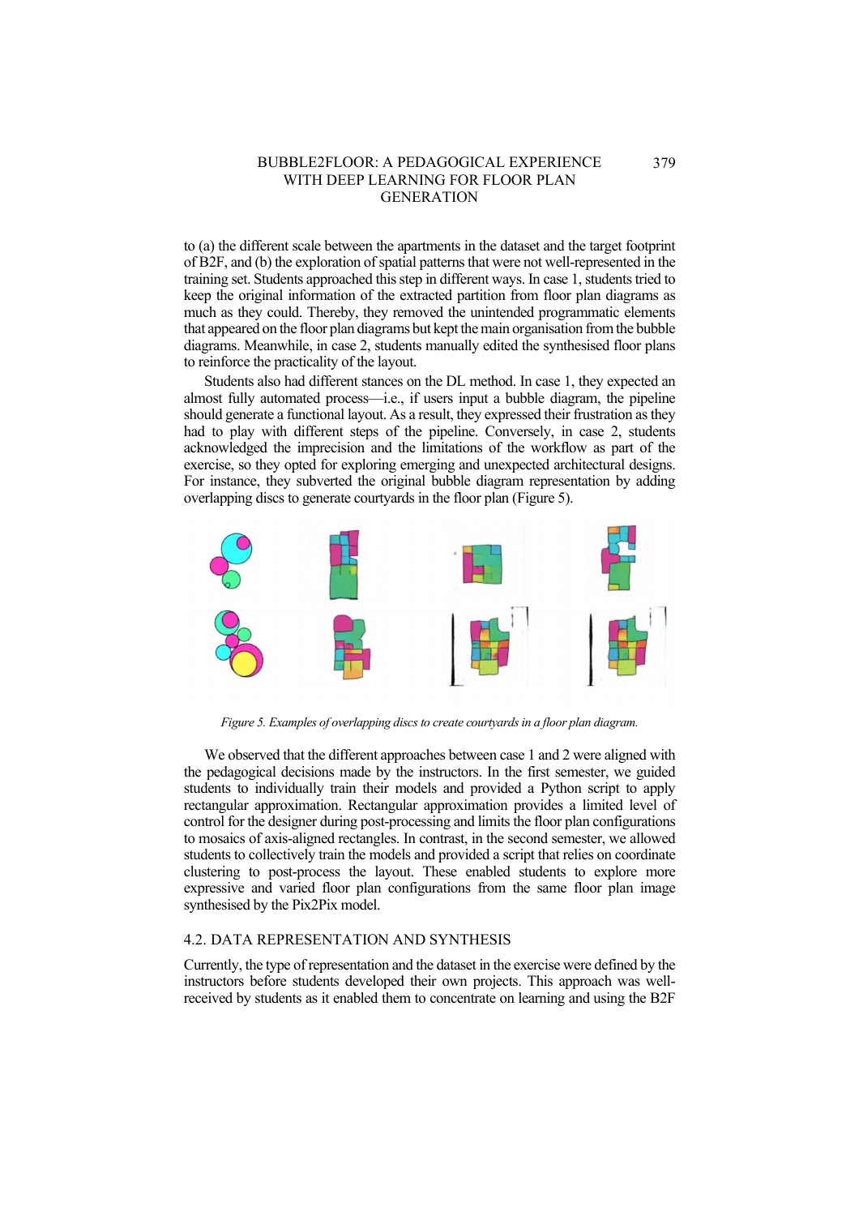to (a) the different scale between the apartments in the dataset and the target footprint of B2F, and (b) the exploration of spatial patterns that were not well-represented in the training set. Students approached this step in different ways. In case 1, students tried to keep the original information of the extracted partition from floor plan diagrams as much as they could. Thereby, they removed the unintended programmatic elements that appeared on the floor plan diagrams but kept the main organisation from the bubble diagrams. Meanwhile, in case 2, students manually edited the synthesised floor plans to reinforce the practicality of the layout.

Students also had different stances on the DL method. In case 1, they expected an almost fully automated process—i.e., if users input a bubble diagram, the pipeline should generate a functional layout. As a result, they expressed their frustration as they had to play with different steps of the pipeline. Conversely, in case 2, students acknowledged the imprecision and the limitations of the workflow as part of the exercise, so they opted for exploring emerging and unexpected architectural designs. For instance, they subverted the original bubble diagram representation by adding overlapping discs to generate courtyards in the floor plan (Figure 5).

*Figure 5. Examples of overlapping discs to create courtyards in a floor plan diagram.*

We observed that the different approaches between case 1 and 2 were aligned with the pedagogical decisions made by the instructors. In the first semester, we guided students to individually train their models and provided a Python script to apply rectangular approximation. Rectangular approximation provides a limited level of control for the designer during post-processing and limits the floor plan configurations to mosaics of axis-aligned rectangles. In contrast, in the second semester, we allowed students to collectively train the models and provided a script that relies on coordinate clustering to post-process the layout. These enabled students to explore more expressive and varied floor plan configurations from the same floor plan image synthesised by the Pix2Pix model.

## 4.2. DATA REPRESENTATION AND SYNTHESIS

Currently, the type of representation and the dataset in the exercise were defined by the instructors before students developed their own projects. This approach was well-received by students as it enabled them to concentrate on learning and using the B2F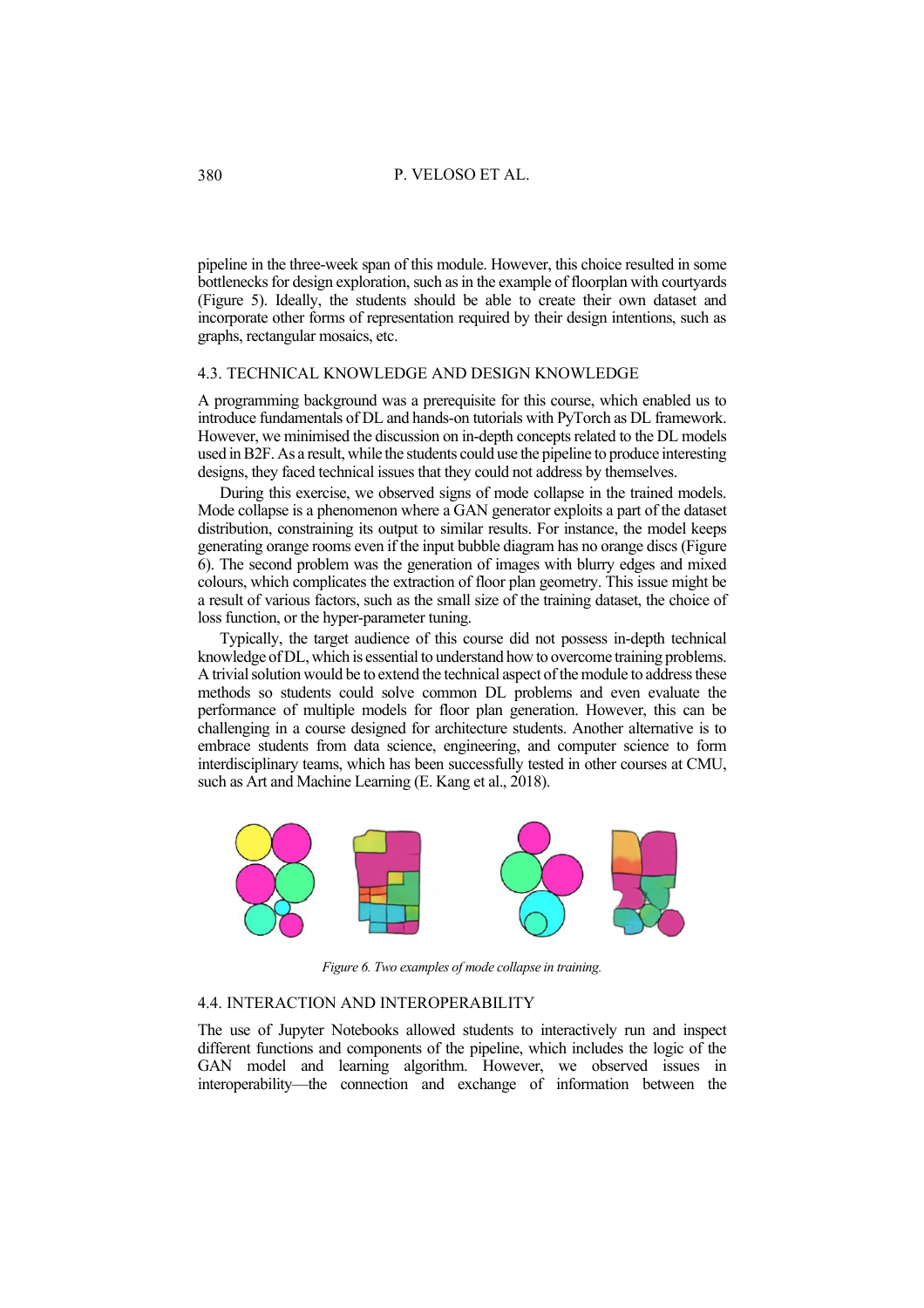pipeline in the three-week span of this module. However, this choice resulted in some bottlenecks for design exploration, such as in the example of floorplan with courtyards (Figure 5). Ideally, the students should be able to create their own dataset and incorporate other forms of representation required by their design intentions, such as graphs, rectangular mosaics, etc.

### 4.3. TECHNICAL KNOWLEDGE AND DESIGN KNOWLEDGE

A programming background was a prerequisite for this course, which enabled us to introduce fundamentals of DL and hands-on tutorials with PyTorch as DL framework. However, we minimised the discussion on in-depth concepts related to the DL models used in B2F. As a result, while the students could use the pipeline to produce interesting designs, they faced technical issues that they could not address by themselves.

During this exercise, we observed signs of mode collapse in the trained models. Mode collapse is a phenomenon where a GAN generator exploits a part of the dataset distribution, constraining its output to similar results. For instance, the model keeps generating orange rooms even if the input bubble diagram has no orange discs (Figure 6). The second problem was the generation of images with blurry edges and mixed colours, which complicates the extraction of floor plan geometry. This issue might be a result of various factors, such as the small size of the training dataset, the choice of loss function, or the hyper-parameter tuning.

Typically, the target audience of this course did not possess in-depth technical knowledge of DL, which is essential to understand how to overcome training problems. A trivial solution would be to extend the technical aspect of the module to address these methods so students could solve common DL problems and even evaluate the performance of multiple models for floor plan generation. However, this can be challenging in a course designed for architecture students. Another alternative is to embrace students from data science, engineering, and computer science to form interdisciplinary teams, which has been successfully tested in other courses at CMU, such as Art and Machine Learning (E. Kang et al., 2018).

*Figure 6. Two examples of mode collapse in training.*

### 4.4. INTERACTION AND INTEROPERABILITY

The use of Jupyter Notebooks allowed students to interactively run and inspect different functions and components of the pipeline, which includes the logic of the GAN model and learning algorithm. However, we observed issues in interoperability—the connection and exchange of information between the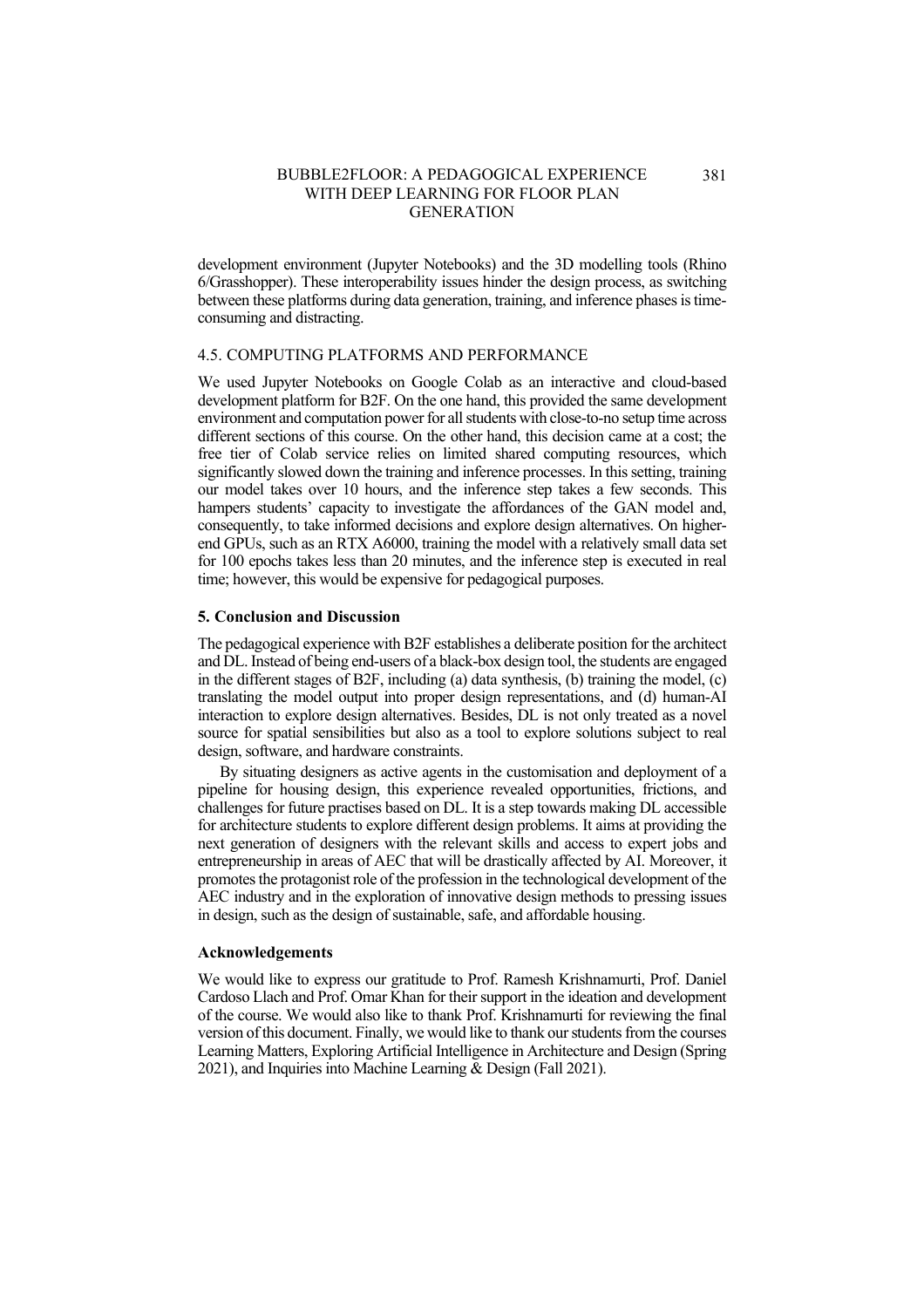development environment (Jupyter Notebooks) and the 3D modelling tools (Rhino 6/Grasshopper). These interoperability issues hinder the design process, as switching between these platforms during data generation, training, and inference phases is time-consuming and distracting.

### 4.5. COMPUTING PLATFORMS AND PERFORMANCE

We used Jupyter Notebooks on Google Colab as an interactive and cloud-based development platform for B2F. On the one hand, this provided the same development environment and computation power for all students with close-to-no setup time across different sections of this course. On the other hand, this decision came at a cost; the free tier of Colab service relies on limited shared computing resources, which significantly slowed down the training and inference processes. In this setting, training our model takes over 10 hours, and the inference step takes a few seconds. This hampers students' capacity to investigate the affordances of the GAN model and, consequently, to take informed decisions and explore design alternatives. On higher-end GPUs, such as an RTX A6000, training the model with a relatively small data set for 100 epochs takes less than 20 minutes, and the inference step is executed in real time; however, this would be expensive for pedagogical purposes.

## 5. Conclusion and Discussion

The pedagogical experience with B2F establishes a deliberate position for the architect and DL. Instead of being end-users of a black-box design tool, the students are engaged in the different stages of B2F, including (a) data synthesis, (b) training the model, (c) translating the model output into proper design representations, and (d) human-AI interaction to explore design alternatives. Besides, DL is not only treated as a novel source for spatial sensibilities but also as a tool to explore solutions subject to real design, software, and hardware constraints.

By situating designers as active agents in the customisation and deployment of a pipeline for housing design, this experience revealed opportunities, frictions, and challenges for future practises based on DL. It is a step towards making DL accessible for architecture students to explore different design problems. It aims at providing the next generation of designers with the relevant skills and access to expert jobs and entrepreneurship in areas of AEC that will be drastically affected by AI. Moreover, it promotes the protagonist role of the profession in the technological development of the AEC industry and in the exploration of innovative design methods to pressing issues in design, such as the design of sustainable, safe, and affordable housing.

## Acknowledgements

We would like to express our gratitude to Prof. Ramesh Krishnamurti, Prof. Daniel Cardoso Llach and Prof. Omar Khan for their support in the ideation and development of the course. We would also like to thank Prof. Krishnamurti for reviewing the final version of this document. Finally, we would like to thank our students from the courses Learning Matters, Exploring Artificial Intelligence in Architecture and Design (Spring 2021), and Inquiries into Machine Learning & Design (Fall 2021).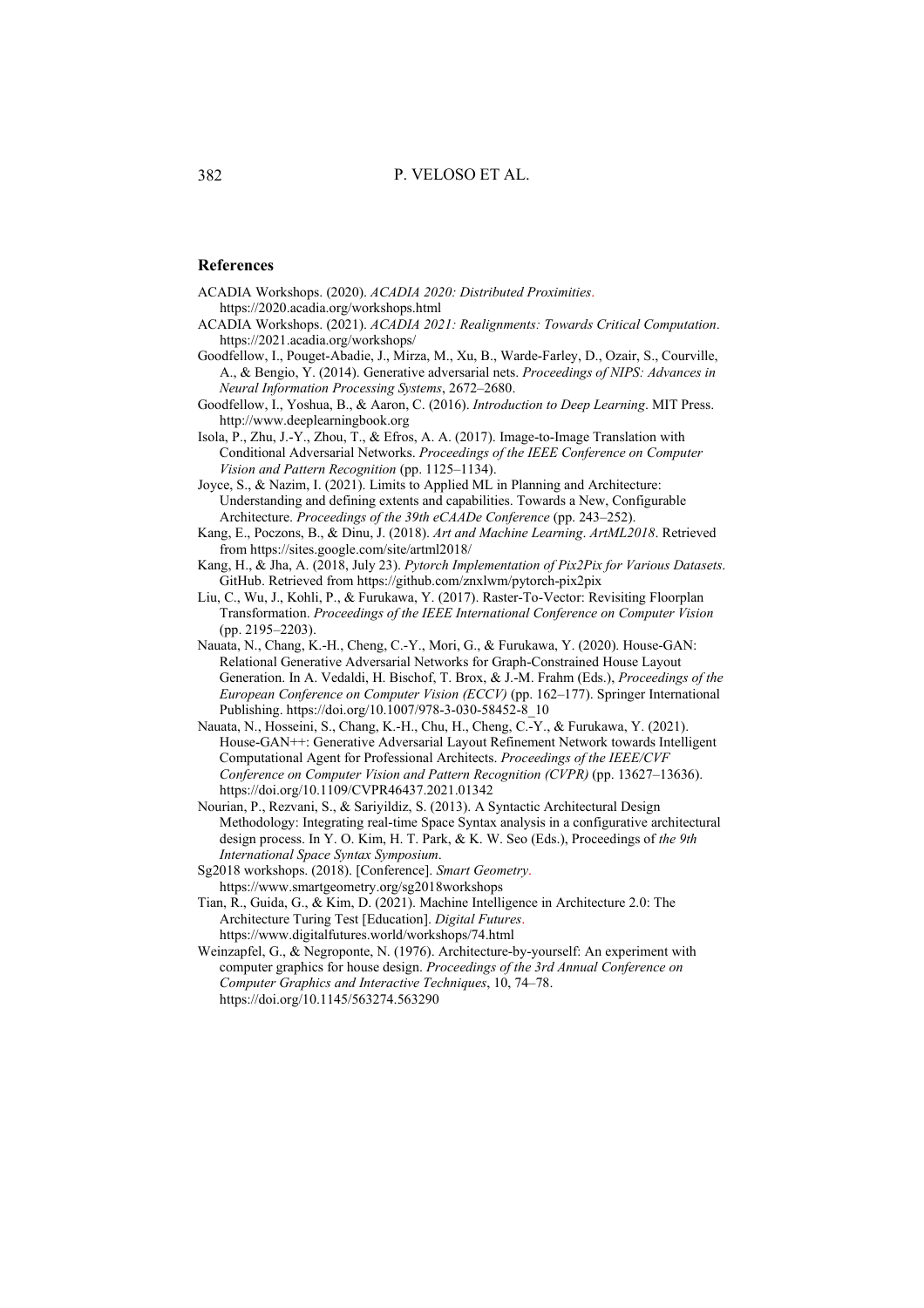## References

ACADIA Workshops. (2020). *ACADIA 2020: Distributed Proximities*. https://2020.acadia.org/workshops.html

ACADIA Workshops. (2021). *ACADIA 2021: Realignments: Towards Critical Computation*. https://2021.acadia.org/workshops/

Goodfellow, I., Pouget-Abadie, J., Mirza, M., Xu, B., Warde-Farley, D., Ozair, S., Courville, A., & Bengio, Y. (2014). Generative adversarial nets. *Proceedings of NIPS: Advances in Neural Information Processing Systems*, 2672–2680.

Goodfellow, I., Yoshua, B., & Aaron, C. (2016). *Introduction to Deep Learning*. MIT Press. http://www.deeplearningbook.org

Isola, P., Zhu, J.-Y., Zhou, T., & Efros, A. A. (2017). Image-to-Image Translation with Conditional Adversarial Networks. *Proceedings of the IEEE Conference on Computer Vision and Pattern Recognition* (pp. 1125–1134).

Joyce, S., & Nazim, I. (2021). Limits to Applied ML in Planning and Architecture: Understanding and defining extents and capabilities. Towards a New, Configurable Architecture. *Proceedings of the 39th eCAADe Conference* (pp. 243–252).

Kang, E., Poczons, B., & Dinu, J. (2018). *Art and Machine Learning*. *ArtML2018*. Retrieved from https://sites.google.com/site/artml2018/

Kang, H., & Jha, A. (2018, July 23). *Pytorch Implementation of Pix2Pix for Various Datasets*. GitHub. Retrieved from https://github.com/znxlwm/pytorch-pix2pix

Liu, C., Wu, J., Kohli, P., & Furukawa, Y. (2017). Raster-To-Vector: Revisiting Floorplan Transformation. *Proceedings of the IEEE International Conference on Computer Vision* (pp. 2195–2203).

Nauata, N., Chang, K.-H., Cheng, C.-Y., Mori, G., & Furukawa, Y. (2020). House-GAN: Relational Generative Adversarial Networks for Graph-Constrained House Layout Generation. In A. Vedaldi, H. Bischof, T. Brox, & J.-M. Frahm (Eds.), *Proceedings of the European Conference on Computer Vision (ECCV)* (pp. 162–177). Springer International Publishing. https://doi.org/10.1007/978-3-030-58452-8_10

Nauata, N., Hosseini, S., Chang, K.-H., Chu, H., Cheng, C.-Y., & Furukawa, Y. (2021). House-GAN++: Generative Adversarial Layout Refinement Network towards Intelligent Computational Agent for Professional Architects. *Proceedings of the IEEE/CVF Conference on Computer Vision and Pattern Recognition (CVPR)* (pp. 13627–13636). https://doi.org/10.1109/CVPR46437.2021.01342

Nourian, P., Rezvani, S., & Sariyildiz, S. (2013). A Syntactic Architectural Design Methodology: Integrating real-time Space Syntax analysis in a configurative architectural design process. In Y. O. Kim, H. T. Park, & K. W. Seo (Eds.), Proceedings of *the 9th International Space Syntax Symposium*.

Sg2018 workshops. (2018). [Conference]. *Smart Geometry*. https://www.smartgeometry.org/sg2018workshops

Tian, R., Guida, G., & Kim, D. (2021). Machine Intelligence in Architecture 2.0: The Architecture Turing Test [Education]. *Digital Futures*. https://www.digitalfutures.world/workshops/74.html

Weinzapfel, G., & Negroponte, N. (1976). Architecture-by-yourself: An experiment with computer graphics for house design. *Proceedings of the 3rd Annual Conference on Computer Graphics and Interactive Techniques*, 10, 74–78. https://doi.org/10.1145/563274.563290